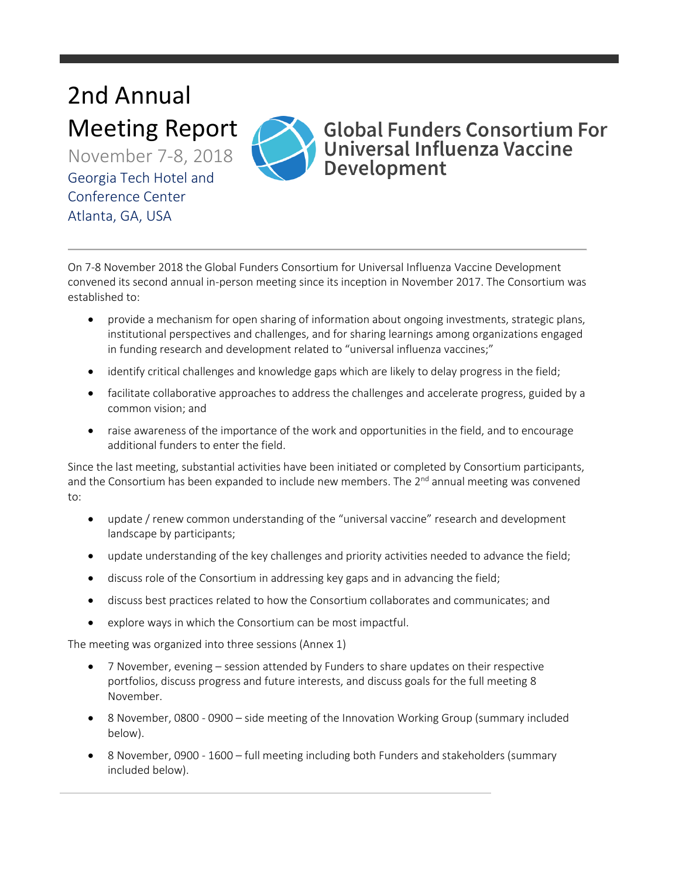# 2nd Annual Meeting Report

November 7-8, 2018

Georgia Tech Hotel and Conference Center
Atlanta, GA, USA

**Global Funders Consortium For Universal Influenza Vaccine Development**

On 7-8 November 2018 the Global Funders Consortium for Universal Influenza Vaccine Development convened its second annual in-person meeting since its inception in November 2017. The Consortium was established to:

- provide a mechanism for open sharing of information about ongoing investments, strategic plans, institutional perspectives and challenges, and for sharing learnings among organizations engaged in funding research and development related to "universal influenza vaccines;"
- identify critical challenges and knowledge gaps which are likely to delay progress in the field;
- facilitate collaborative approaches to address the challenges and accelerate progress, guided by a common vision; and
- raise awareness of the importance of the work and opportunities in the field, and to encourage additional funders to enter the field.

Since the last meeting, substantial activities have been initiated or completed by Consortium participants, and the Consortium has been expanded to include new members. The 2nd annual meeting was convened to:

- update / renew common understanding of the "universal vaccine" research and development landscape by participants;
- update understanding of the key challenges and priority activities needed to advance the field;
- discuss role of the Consortium in addressing key gaps and in advancing the field;
- discuss best practices related to how the Consortium collaborates and communicates; and
- explore ways in which the Consortium can be most impactful.

The meeting was organized into three sessions (Annex 1)

- 7 November, evening – session attended by Funders to share updates on their respective portfolios, discuss progress and future interests, and discuss goals for the full meeting 8 November.
- 8 November, 0800 - 0900 – side meeting of the Innovation Working Group (summary included below).
- 8 November, 0900 - 1600 – full meeting including both Funders and stakeholders (summary included below).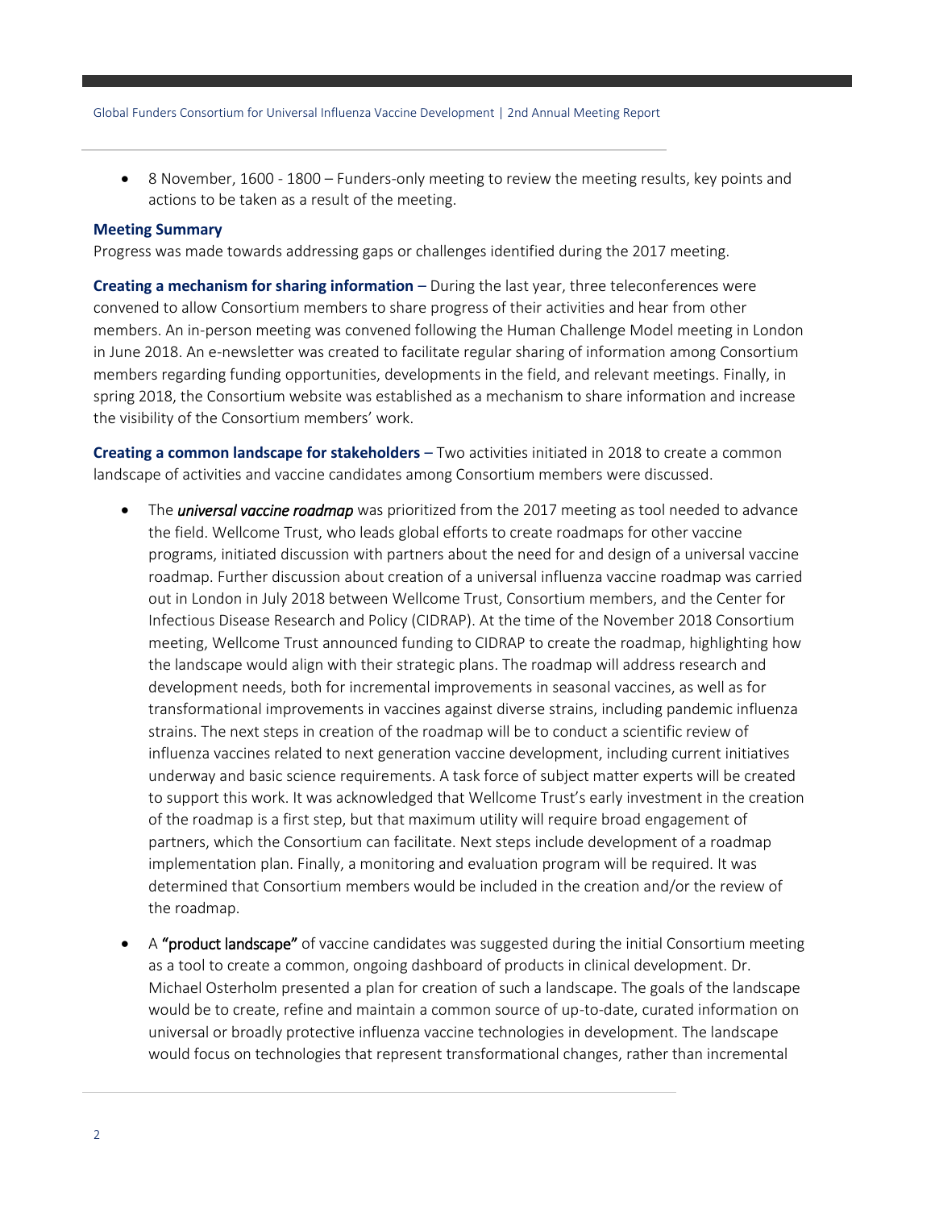- 8 November, 1600 - 1800 – Funders-only meeting to review the meeting results, key points and actions to be taken as a result of the meeting.

**Meeting Summary**

Progress was made towards addressing gaps or challenges identified during the 2017 meeting.

**Creating a mechanism for sharing information** – During the last year, three teleconferences were convened to allow Consortium members to share progress of their activities and hear from other members. An in-person meeting was convened following the Human Challenge Model meeting in London in June 2018. An e-newsletter was created to facilitate regular sharing of information among Consortium members regarding funding opportunities, developments in the field, and relevant meetings. Finally, in spring 2018, the Consortium website was established as a mechanism to share information and increase the visibility of the Consortium members' work.

**Creating a common landscape for stakeholders** – Two activities initiated in 2018 to create a common landscape of activities and vaccine candidates among Consortium members were discussed.

- The ***universal vaccine roadmap*** was prioritized from the 2017 meeting as tool needed to advance the field. Wellcome Trust, who leads global efforts to create roadmaps for other vaccine programs, initiated discussion with partners about the need for and design of a universal vaccine roadmap. Further discussion about creation of a universal influenza vaccine roadmap was carried out in London in July 2018 between Wellcome Trust, Consortium members, and the Center for Infectious Disease Research and Policy (CIDRAP). At the time of the November 2018 Consortium meeting, Wellcome Trust announced funding to CIDRAP to create the roadmap, highlighting how the landscape would align with their strategic plans. The roadmap will address research and development needs, both for incremental improvements in seasonal vaccines, as well as for transformational improvements in vaccines against diverse strains, including pandemic influenza strains. The next steps in creation of the roadmap will be to conduct a scientific review of influenza vaccines related to next generation vaccine development, including current initiatives underway and basic science requirements. A task force of subject matter experts will be created to support this work. It was acknowledged that Wellcome Trust's early investment in the creation of the roadmap is a first step, but that maximum utility will require broad engagement of partners, which the Consortium can facilitate. Next steps include development of a roadmap implementation plan. Finally, a monitoring and evaluation program will be required. It was determined that Consortium members would be included in the creation and/or the review of the roadmap.
- A **"product landscape"** of vaccine candidates was suggested during the initial Consortium meeting as a tool to create a common, ongoing dashboard of products in clinical development. Dr. Michael Osterholm presented a plan for creation of such a landscape. The goals of the landscape would be to create, refine and maintain a common source of up-to-date, curated information on universal or broadly protective influenza vaccine technologies in development. The landscape would focus on technologies that represent transformational changes, rather than incremental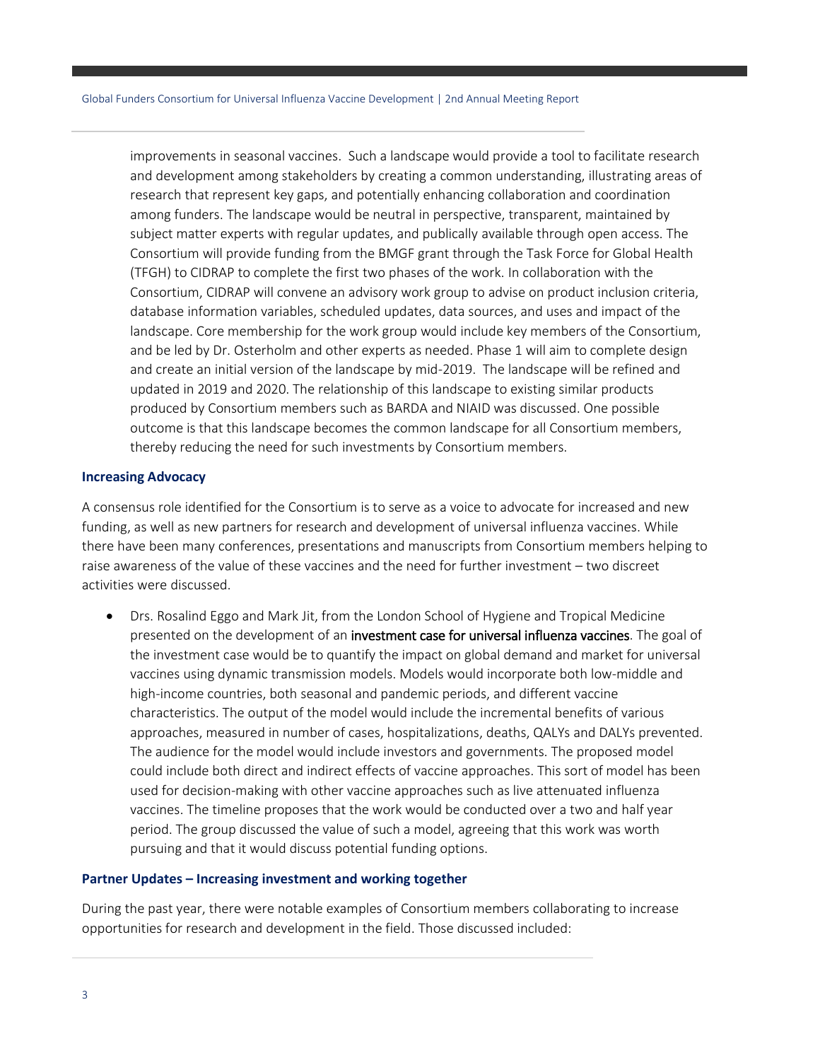improvements in seasonal vaccines. Such a landscape would provide a tool to facilitate research and development among stakeholders by creating a common understanding, illustrating areas of research that represent key gaps, and potentially enhancing collaboration and coordination among funders. The landscape would be neutral in perspective, transparent, maintained by subject matter experts with regular updates, and publically available through open access. The Consortium will provide funding from the BMGF grant through the Task Force for Global Health (TFGH) to CIDRAP to complete the first two phases of the work. In collaboration with the Consortium, CIDRAP will convene an advisory work group to advise on product inclusion criteria, database information variables, scheduled updates, data sources, and uses and impact of the landscape. Core membership for the work group would include key members of the Consortium, and be led by Dr. Osterholm and other experts as needed. Phase 1 will aim to complete design and create an initial version of the landscape by mid-2019. The landscape will be refined and updated in 2019 and 2020. The relationship of this landscape to existing similar products produced by Consortium members such as BARDA and NIAID was discussed. One possible outcome is that this landscape becomes the common landscape for all Consortium members, thereby reducing the need for such investments by Consortium members.

### Increasing Advocacy

A consensus role identified for the Consortium is to serve as a voice to advocate for increased and new funding, as well as new partners for research and development of universal influenza vaccines. While there have been many conferences, presentations and manuscripts from Consortium members helping to raise awareness of the value of these vaccines and the need for further investment – two discreet activities were discussed.

- Drs. Rosalind Eggo and Mark Jit, from the London School of Hygiene and Tropical Medicine presented on the development of an investment case for universal influenza vaccines. The goal of the investment case would be to quantify the impact on global demand and market for universal vaccines using dynamic transmission models. Models would incorporate both low-middle and high-income countries, both seasonal and pandemic periods, and different vaccine characteristics. The output of the model would include the incremental benefits of various approaches, measured in number of cases, hospitalizations, deaths, QALYs and DALYs prevented. The audience for the model would include investors and governments. The proposed model could include both direct and indirect effects of vaccine approaches. This sort of model has been used for decision-making with other vaccine approaches such as live attenuated influenza vaccines. The timeline proposes that the work would be conducted over a two and half year period. The group discussed the value of such a model, agreeing that this work was worth pursuing and that it would discuss potential funding options.

### Partner Updates – Increasing investment and working together

During the past year, there were notable examples of Consortium members collaborating to increase opportunities for research and development in the field. Those discussed included: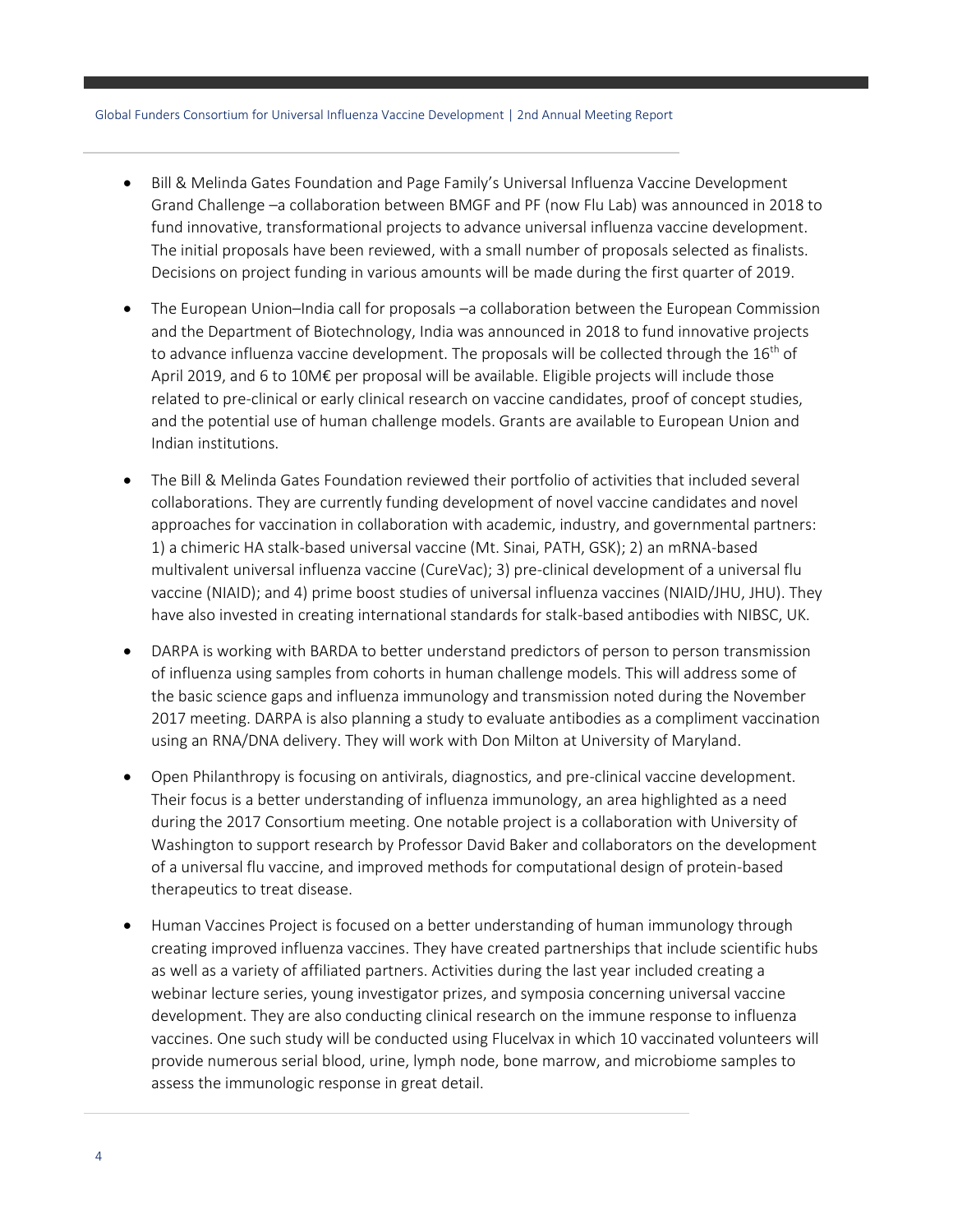- Bill & Melinda Gates Foundation and Page Family's Universal Influenza Vaccine Development Grand Challenge –a collaboration between BMGF and PF (now Flu Lab) was announced in 2018 to fund innovative, transformational projects to advance universal influenza vaccine development. The initial proposals have been reviewed, with a small number of proposals selected as finalists. Decisions on project funding in various amounts will be made during the first quarter of 2019.

- The European Union–India call for proposals –a collaboration between the European Commission and the Department of Biotechnology, India was announced in 2018 to fund innovative projects to advance influenza vaccine development. The proposals will be collected through the 16th of April 2019, and 6 to 10M€ per proposal will be available. Eligible projects will include those related to pre-clinical or early clinical research on vaccine candidates, proof of concept studies, and the potential use of human challenge models. Grants are available to European Union and Indian institutions.

- The Bill & Melinda Gates Foundation reviewed their portfolio of activities that included several collaborations. They are currently funding development of novel vaccine candidates and novel approaches for vaccination in collaboration with academic, industry, and governmental partners: 1) a chimeric HA stalk-based universal vaccine (Mt. Sinai, PATH, GSK); 2) an mRNA-based multivalent universal influenza vaccine (CureVac); 3) pre-clinical development of a universal flu vaccine (NIAID); and 4) prime boost studies of universal influenza vaccines (NIAID/JHU, JHU). They have also invested in creating international standards for stalk-based antibodies with NIBSC, UK.

- DARPA is working with BARDA to better understand predictors of person to person transmission of influenza using samples from cohorts in human challenge models. This will address some of the basic science gaps and influenza immunology and transmission noted during the November 2017 meeting. DARPA is also planning a study to evaluate antibodies as a compliment vaccination using an RNA/DNA delivery. They will work with Don Milton at University of Maryland.

- Open Philanthropy is focusing on antivirals, diagnostics, and pre-clinical vaccine development. Their focus is a better understanding of influenza immunology, an area highlighted as a need during the 2017 Consortium meeting. One notable project is a collaboration with University of Washington to support research by Professor David Baker and collaborators on the development of a universal flu vaccine, and improved methods for computational design of protein-based therapeutics to treat disease.

- Human Vaccines Project is focused on a better understanding of human immunology through creating improved influenza vaccines. They have created partnerships that include scientific hubs as well as a variety of affiliated partners. Activities during the last year included creating a webinar lecture series, young investigator prizes, and symposia concerning universal vaccine development. They are also conducting clinical research on the immune response to influenza vaccines. One such study will be conducted using Flucelvax in which 10 vaccinated volunteers will provide numerous serial blood, urine, lymph node, bone marrow, and microbiome samples to assess the immunologic response in great detail.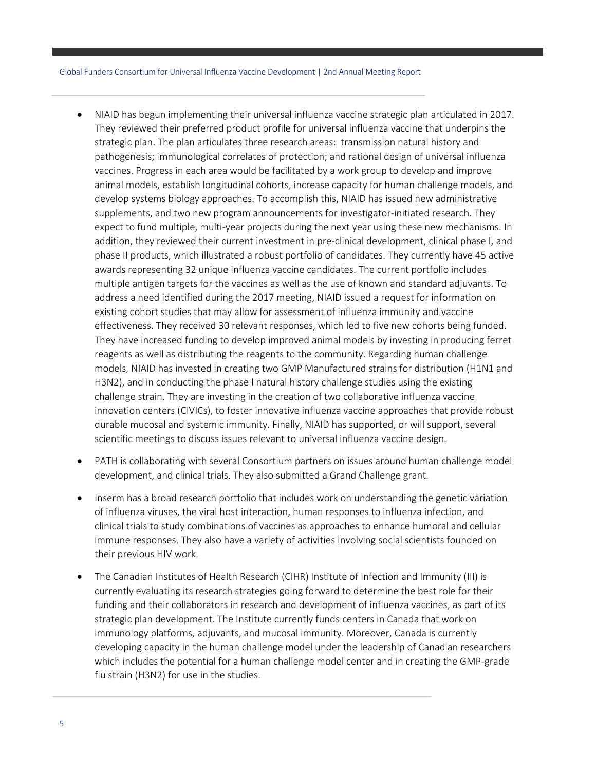- NIAID has begun implementing their universal influenza vaccine strategic plan articulated in 2017. They reviewed their preferred product profile for universal influenza vaccine that underpins the strategic plan. The plan articulates three research areas:  transmission natural history and pathogenesis; immunological correlates of protection; and rational design of universal influenza vaccines. Progress in each area would be facilitated by a work group to develop and improve animal models, establish longitudinal cohorts, increase capacity for human challenge models, and develop systems biology approaches. To accomplish this, NIAID has issued new administrative supplements, and two new program announcements for investigator-initiated research. They expect to fund multiple, multi-year projects during the next year using these new mechanisms. In addition, they reviewed their current investment in pre-clinical development, clinical phase I, and phase II products, which illustrated a robust portfolio of candidates. They currently have 45 active awards representing 32 unique influenza vaccine candidates. The current portfolio includes multiple antigen targets for the vaccines as well as the use of known and standard adjuvants. To address a need identified during the 2017 meeting, NIAID issued a request for information on existing cohort studies that may allow for assessment of influenza immunity and vaccine effectiveness. They received 30 relevant responses, which led to five new cohorts being funded. They have increased funding to develop improved animal models by investing in producing ferret reagents as well as distributing the reagents to the community. Regarding human challenge models, NIAID has invested in creating two GMP Manufactured strains for distribution (H1N1 and H3N2), and in conducting the phase I natural history challenge studies using the existing challenge strain. They are investing in the creation of two collaborative influenza vaccine innovation centers (CIVICs), to foster innovative influenza vaccine approaches that provide robust durable mucosal and systemic immunity. Finally, NIAID has supported, or will support, several scientific meetings to discuss issues relevant to universal influenza vaccine design.

- PATH is collaborating with several Consortium partners on issues around human challenge model development, and clinical trials. They also submitted a Grand Challenge grant.

- Inserm has a broad research portfolio that includes work on understanding the genetic variation of influenza viruses, the viral host interaction, human responses to influenza infection, and clinical trials to study combinations of vaccines as approaches to enhance humoral and cellular immune responses. They also have a variety of activities involving social scientists founded on their previous HIV work.

- The Canadian Institutes of Health Research (CIHR) Institute of Infection and Immunity (III) is currently evaluating its research strategies going forward to determine the best role for their funding and their collaborators in research and development of influenza vaccines, as part of its strategic plan development. The Institute currently funds centers in Canada that work on immunology platforms, adjuvants, and mucosal immunity. Moreover, Canada is currently developing capacity in the human challenge model under the leadership of Canadian researchers which includes the potential for a human challenge model center and in creating the GMP-grade flu strain (H3N2) for use in the studies.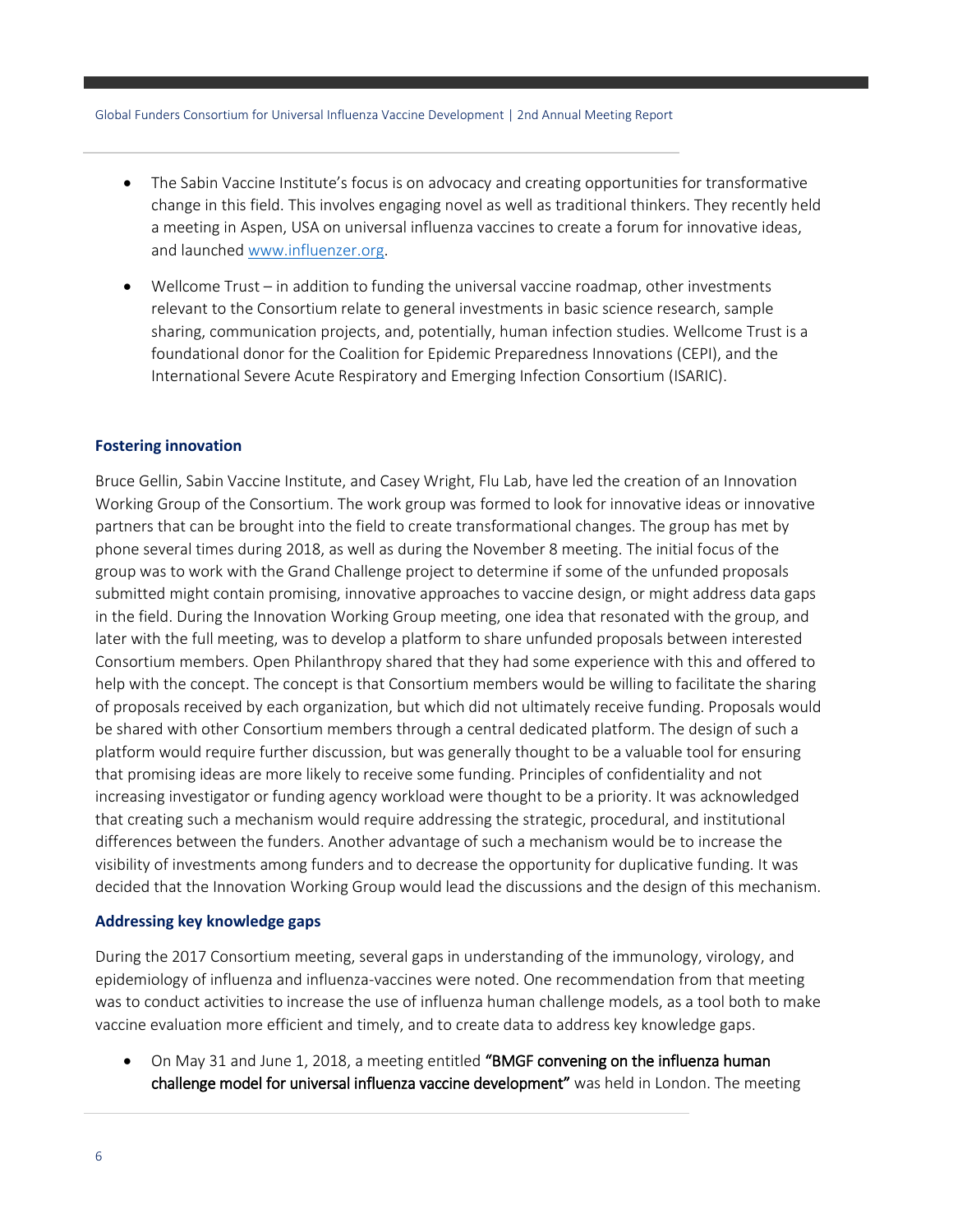- The Sabin Vaccine Institute's focus is on advocacy and creating opportunities for transformative change in this field. This involves engaging novel as well as traditional thinkers. They recently held a meeting in Aspen, USA on universal influenza vaccines to create a forum for innovative ideas, and launched www.influenzer.org.

- Wellcome Trust – in addition to funding the universal vaccine roadmap, other investments relevant to the Consortium relate to general investments in basic science research, sample sharing, communication projects, and, potentially, human infection studies. Wellcome Trust is a foundational donor for the Coalition for Epidemic Preparedness Innovations (CEPI), and the International Severe Acute Respiratory and Emerging Infection Consortium (ISARIC).

### Fostering innovation

Bruce Gellin, Sabin Vaccine Institute, and Casey Wright, Flu Lab, have led the creation of an Innovation Working Group of the Consortium. The work group was formed to look for innovative ideas or innovative partners that can be brought into the field to create transformational changes. The group has met by phone several times during 2018, as well as during the November 8 meeting. The initial focus of the group was to work with the Grand Challenge project to determine if some of the unfunded proposals submitted might contain promising, innovative approaches to vaccine design, or might address data gaps in the field. During the Innovation Working Group meeting, one idea that resonated with the group, and later with the full meeting, was to develop a platform to share unfunded proposals between interested Consortium members. Open Philanthropy shared that they had some experience with this and offered to help with the concept. The concept is that Consortium members would be willing to facilitate the sharing of proposals received by each organization, but which did not ultimately receive funding. Proposals would be shared with other Consortium members through a central dedicated platform. The design of such a platform would require further discussion, but was generally thought to be a valuable tool for ensuring that promising ideas are more likely to receive some funding. Principles of confidentiality and not increasing investigator or funding agency workload were thought to be a priority. It was acknowledged that creating such a mechanism would require addressing the strategic, procedural, and institutional differences between the funders. Another advantage of such a mechanism would be to increase the visibility of investments among funders and to decrease the opportunity for duplicative funding. It was decided that the Innovation Working Group would lead the discussions and the design of this mechanism.

### Addressing key knowledge gaps

During the 2017 Consortium meeting, several gaps in understanding of the immunology, virology, and epidemiology of influenza and influenza-vaccines were noted. One recommendation from that meeting was to conduct activities to increase the use of influenza human challenge models, as a tool both to make vaccine evaluation more efficient and timely, and to create data to address key knowledge gaps.

- On May 31 and June 1, 2018, a meeting entitled "BMGF convening on the influenza human challenge model for universal influenza vaccine development" was held in London. The meeting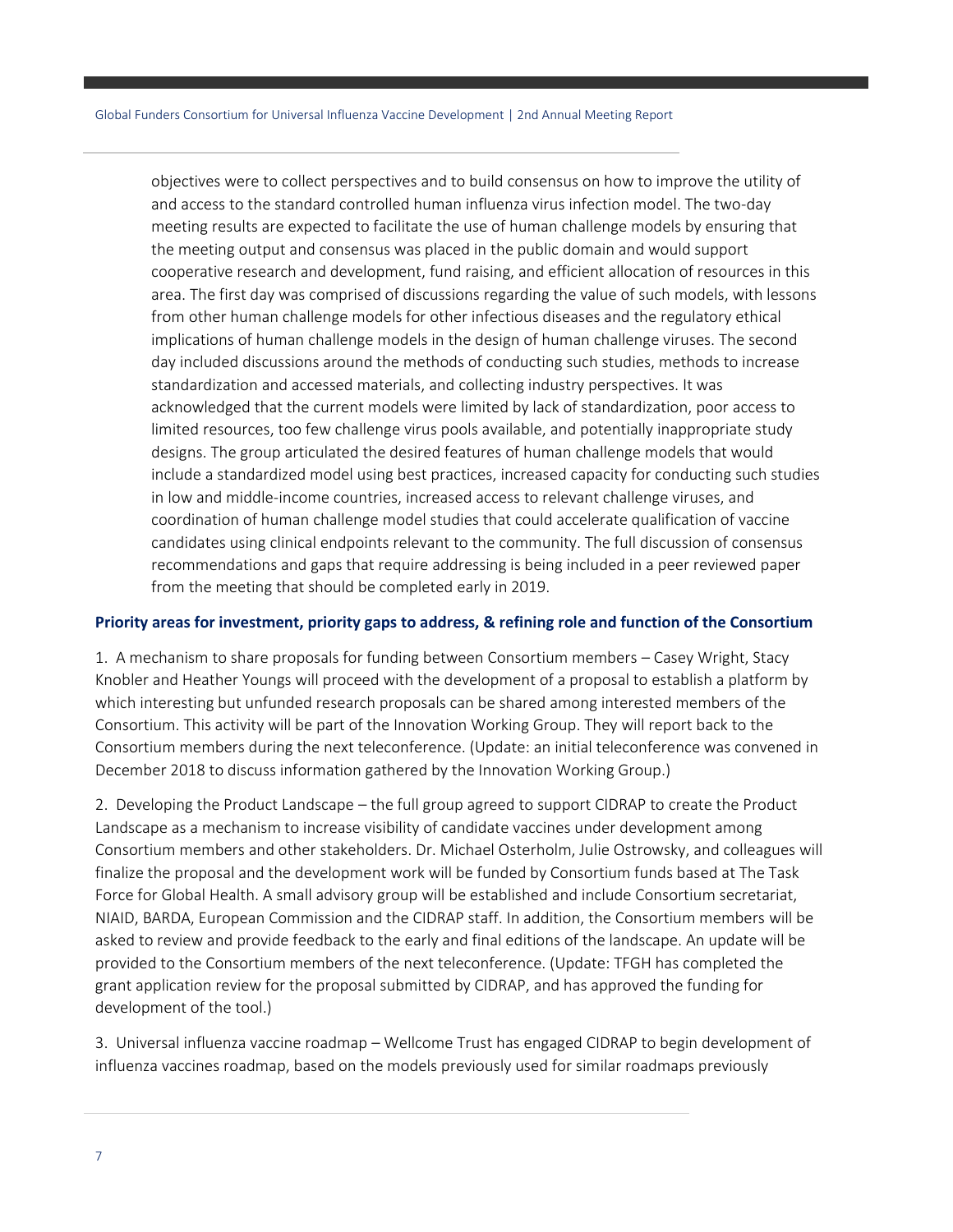objectives were to collect perspectives and to build consensus on how to improve the utility of and access to the standard controlled human influenza virus infection model. The two-day meeting results are expected to facilitate the use of human challenge models by ensuring that the meeting output and consensus was placed in the public domain and would support cooperative research and development, fund raising, and efficient allocation of resources in this area. The first day was comprised of discussions regarding the value of such models, with lessons from other human challenge models for other infectious diseases and the regulatory ethical implications of human challenge models in the design of human challenge viruses. The second day included discussions around the methods of conducting such studies, methods to increase standardization and accessed materials, and collecting industry perspectives. It was acknowledged that the current models were limited by lack of standardization, poor access to limited resources, too few challenge virus pools available, and potentially inappropriate study designs. The group articulated the desired features of human challenge models that would include a standardized model using best practices, increased capacity for conducting such studies in low and middle-income countries, increased access to relevant challenge viruses, and coordination of human challenge model studies that could accelerate qualification of vaccine candidates using clinical endpoints relevant to the community. The full discussion of consensus recommendations and gaps that require addressing is being included in a peer reviewed paper from the meeting that should be completed early in 2019.

**Priority areas for investment, priority gaps to address, & refining role and function of the Consortium**

1. A mechanism to share proposals for funding between Consortium members – Casey Wright, Stacy Knobler and Heather Youngs will proceed with the development of a proposal to establish a platform by which interesting but unfunded research proposals can be shared among interested members of the Consortium. This activity will be part of the Innovation Working Group. They will report back to the Consortium members during the next teleconference. (Update: an initial teleconference was convened in December 2018 to discuss information gathered by the Innovation Working Group.)

2. Developing the Product Landscape – the full group agreed to support CIDRAP to create the Product Landscape as a mechanism to increase visibility of candidate vaccines under development among Consortium members and other stakeholders. Dr. Michael Osterholm, Julie Ostrowsky, and colleagues will finalize the proposal and the development work will be funded by Consortium funds based at The Task Force for Global Health. A small advisory group will be established and include Consortium secretariat, NIAID, BARDA, European Commission and the CIDRAP staff. In addition, the Consortium members will be asked to review and provide feedback to the early and final editions of the landscape. An update will be provided to the Consortium members of the next teleconference. (Update: TFGH has completed the grant application review for the proposal submitted by CIDRAP, and has approved the funding for development of the tool.)

3. Universal influenza vaccine roadmap – Wellcome Trust has engaged CIDRAP to begin development of influenza vaccines roadmap, based on the models previously used for similar roadmaps previously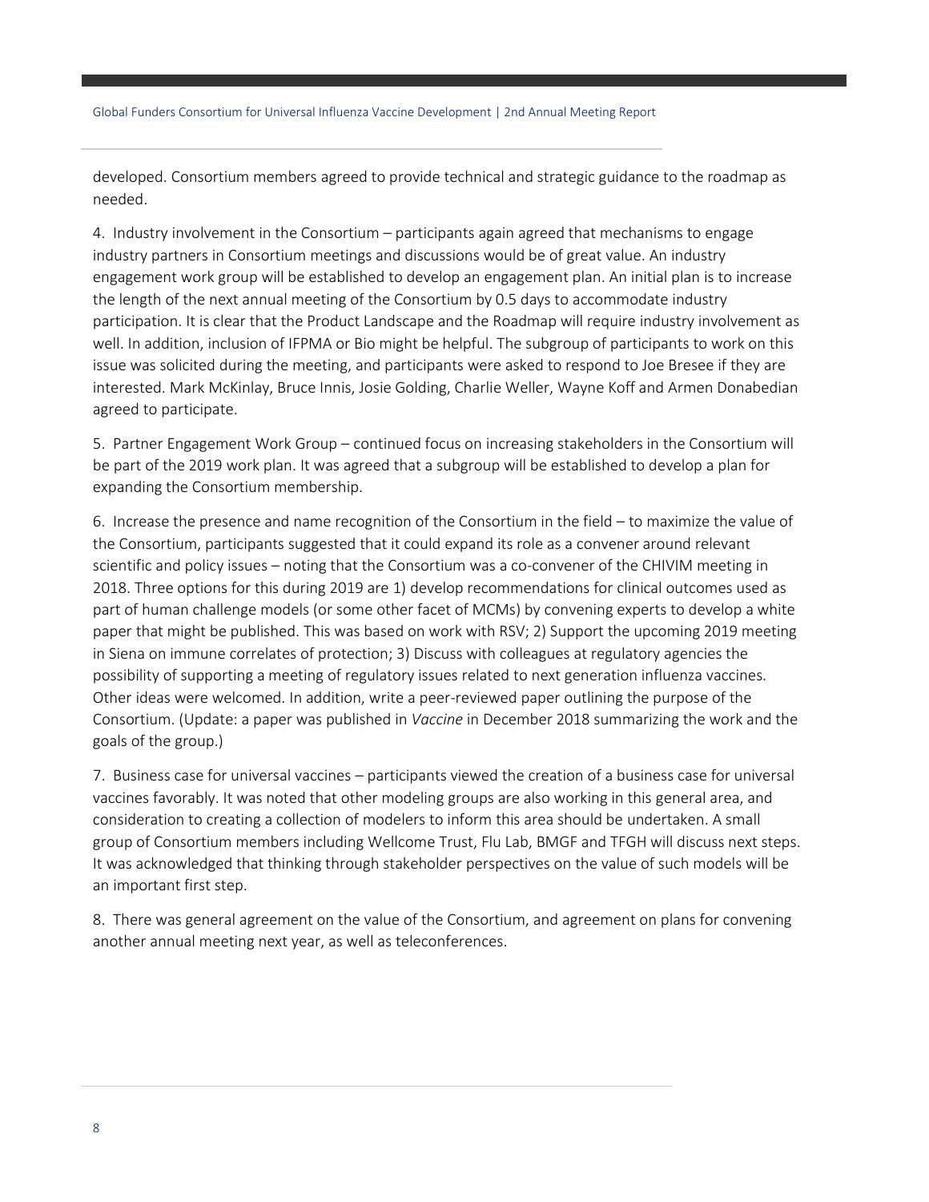developed. Consortium members agreed to provide technical and strategic guidance to the roadmap as needed.

4. Industry involvement in the Consortium – participants again agreed that mechanisms to engage industry partners in Consortium meetings and discussions would be of great value. An industry engagement work group will be established to develop an engagement plan. An initial plan is to increase the length of the next annual meeting of the Consortium by 0.5 days to accommodate industry participation. It is clear that the Product Landscape and the Roadmap will require industry involvement as well. In addition, inclusion of IFPMA or Bio might be helpful. The subgroup of participants to work on this issue was solicited during the meeting, and participants were asked to respond to Joe Bresee if they are interested. Mark McKinlay, Bruce Innis, Josie Golding, Charlie Weller, Wayne Koff and Armen Donabedian agreed to participate.

5. Partner Engagement Work Group – continued focus on increasing stakeholders in the Consortium will be part of the 2019 work plan. It was agreed that a subgroup will be established to develop a plan for expanding the Consortium membership.

6. Increase the presence and name recognition of the Consortium in the field – to maximize the value of the Consortium, participants suggested that it could expand its role as a convener around relevant scientific and policy issues – noting that the Consortium was a co-convener of the CHIVIM meeting in 2018. Three options for this during 2019 are 1) develop recommendations for clinical outcomes used as part of human challenge models (or some other facet of MCMs) by convening experts to develop a white paper that might be published. This was based on work with RSV; 2) Support the upcoming 2019 meeting in Siena on immune correlates of protection; 3) Discuss with colleagues at regulatory agencies the possibility of supporting a meeting of regulatory issues related to next generation influenza vaccines. Other ideas were welcomed. In addition, write a peer-reviewed paper outlining the purpose of the Consortium. (Update: a paper was published in *Vaccine* in December 2018 summarizing the work and the goals of the group.)

7. Business case for universal vaccines – participants viewed the creation of a business case for universal vaccines favorably. It was noted that other modeling groups are also working in this general area, and consideration to creating a collection of modelers to inform this area should be undertaken. A small group of Consortium members including Wellcome Trust, Flu Lab, BMGF and TFGH will discuss next steps. It was acknowledged that thinking through stakeholder perspectives on the value of such models will be an important first step.

8. There was general agreement on the value of the Consortium, and agreement on plans for convening another annual meeting next year, as well as teleconferences.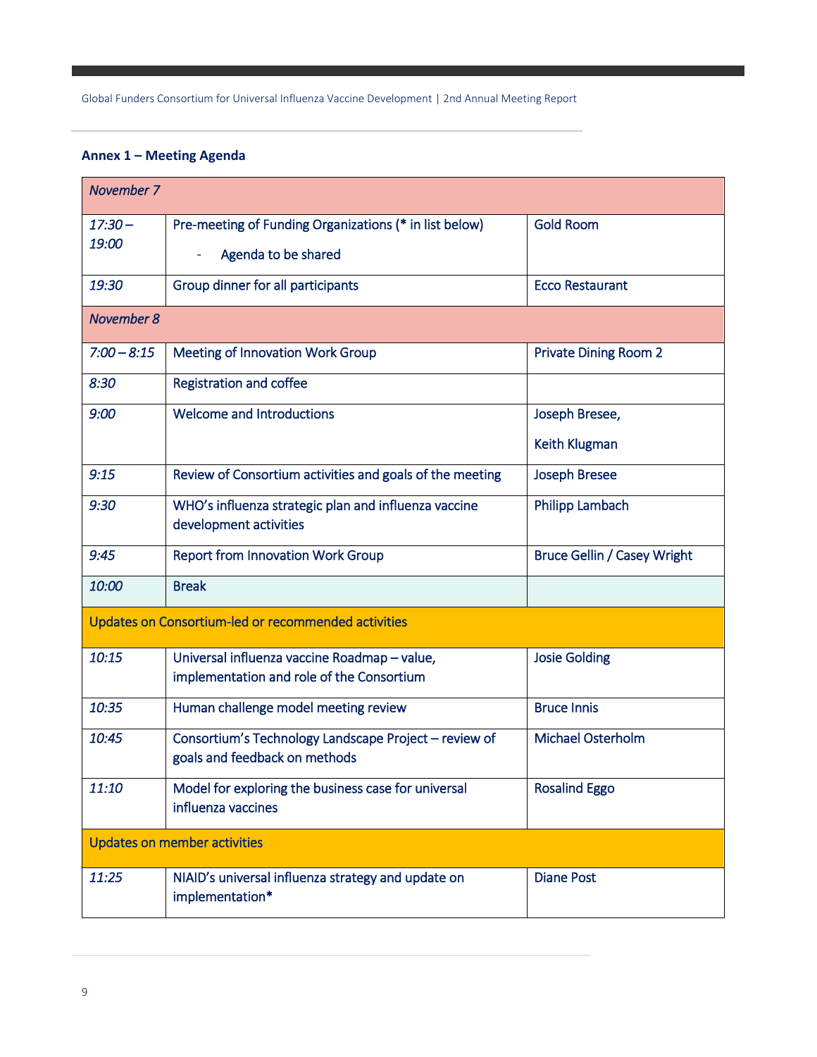**Annex 1 – Meeting Agenda**

| *November 7* | | |
|---|---|---|
| *17:30 – 19:00* | Pre-meeting of Funding Organizations (* in list below)<br>- Agenda to be shared | Gold Room |
| *19:30* | Group dinner for all participants | Ecco Restaurant |
| *November 8* | | |
| *7:00 – 8:15* | Meeting of Innovation Work Group | Private Dining Room 2 |
| *8:30* | Registration and coffee | |
| *9:00* | Welcome and Introductions | Joseph Bresee,<br>Keith Klugman |
| *9:15* | Review of Consortium activities and goals of the meeting | Joseph Bresee |
| *9:30* | WHO's influenza strategic plan and influenza vaccine development activities | Philipp Lambach |
| *9:45* | Report from Innovation Work Group | Bruce Gellin / Casey Wright |
| *10:00* | Break | |
| Updates on Consortium-led or recommended activities | | |
| *10:15* | Universal influenza vaccine Roadmap – value, implementation and role of the Consortium | Josie Golding |
| *10:35* | Human challenge model meeting review | Bruce Innis |
| *10:45* | Consortium's Technology Landscape Project – review of goals and feedback on methods | Michael Osterholm |
| *11:10* | Model for exploring the business case for universal influenza vaccines | Rosalind Eggo |
| Updates on member activities | | |
| *11:25* | NIAID's universal influenza strategy and update on implementation* | Diane Post |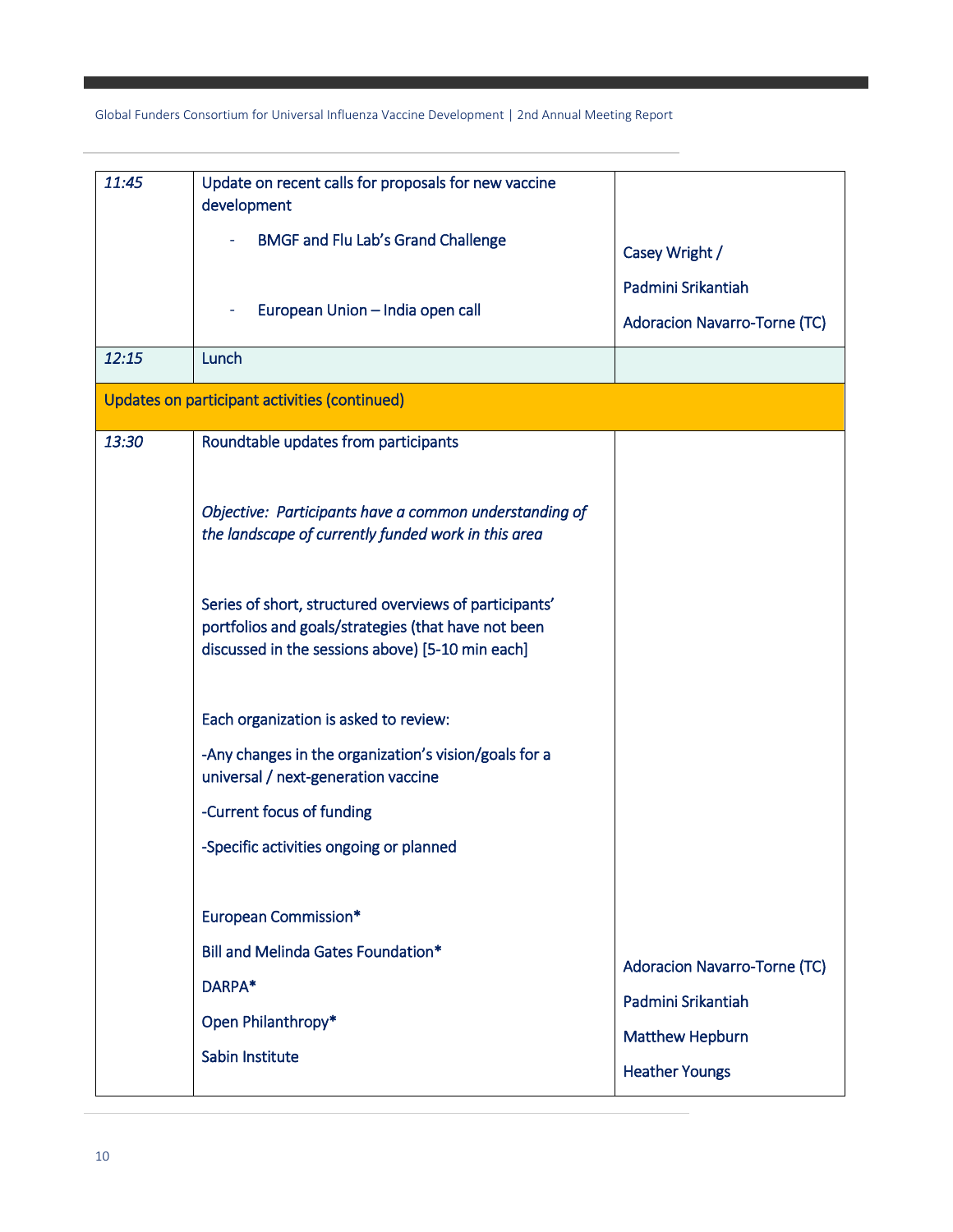| | | |
|---|---|---|
| *11:45* | Update on recent calls for proposals for new vaccine development<br>- BMGF and Flu Lab's Grand Challenge<br>- European Union – India open call | Casey Wright /<br>Padmini Srikantiah<br>Adoracion Navarro-Torne (TC) |
| *12:15* | Lunch | |
| Updates on participant activities (continued) | | |
| *13:30* | Roundtable updates from participants<br><br>*Objective: Participants have a common understanding of the landscape of currently funded work in this area*<br><br>Series of short, structured overviews of participants' portfolios and goals/strategies (that have not been discussed in the sessions above) [5-10 min each]<br><br>Each organization is asked to review:<br>-Any changes in the organization's vision/goals for a universal / next-generation vaccine<br>-Current focus of funding<br>-Specific activities ongoing or planned<br><br>European Commission*<br>Bill and Melinda Gates Foundation*<br>DARPA*<br>Open Philanthropy*<br>Sabin Institute | Adoracion Navarro-Torne (TC)<br>Padmini Srikantiah<br>Matthew Hepburn<br>Heather Youngs |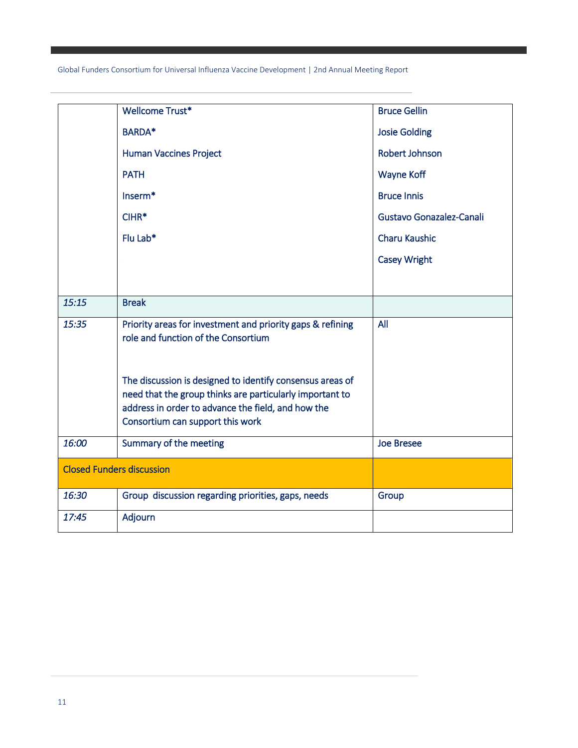| | | |
|---|---|---|
| | Wellcome Trust*<br>BARDA*<br>Human Vaccines Project<br>PATH<br>Inserm*<br>CIHR*<br>Flu Lab* | Bruce Gellin<br>Josie Golding<br>Robert Johnson<br>Wayne Koff<br>Bruce Innis<br>Gustavo Gonazalez-Canali<br>Charu Kaushic<br>Casey Wright |
| *15:15* | Break | |
| *15:35* | Priority areas for investment and priority gaps & refining role and function of the Consortium<br><br>The discussion is designed to identify consensus areas of need that the group thinks are particularly important to address in order to advance the field, and how the Consortium can support this work | All |
| *16:00* | Summary of the meeting | Joe Bresee |
| Closed Funders discussion | | |
| *16:30* | Group discussion regarding priorities, gaps, needs | Group |
| *17:45* | Adjourn | |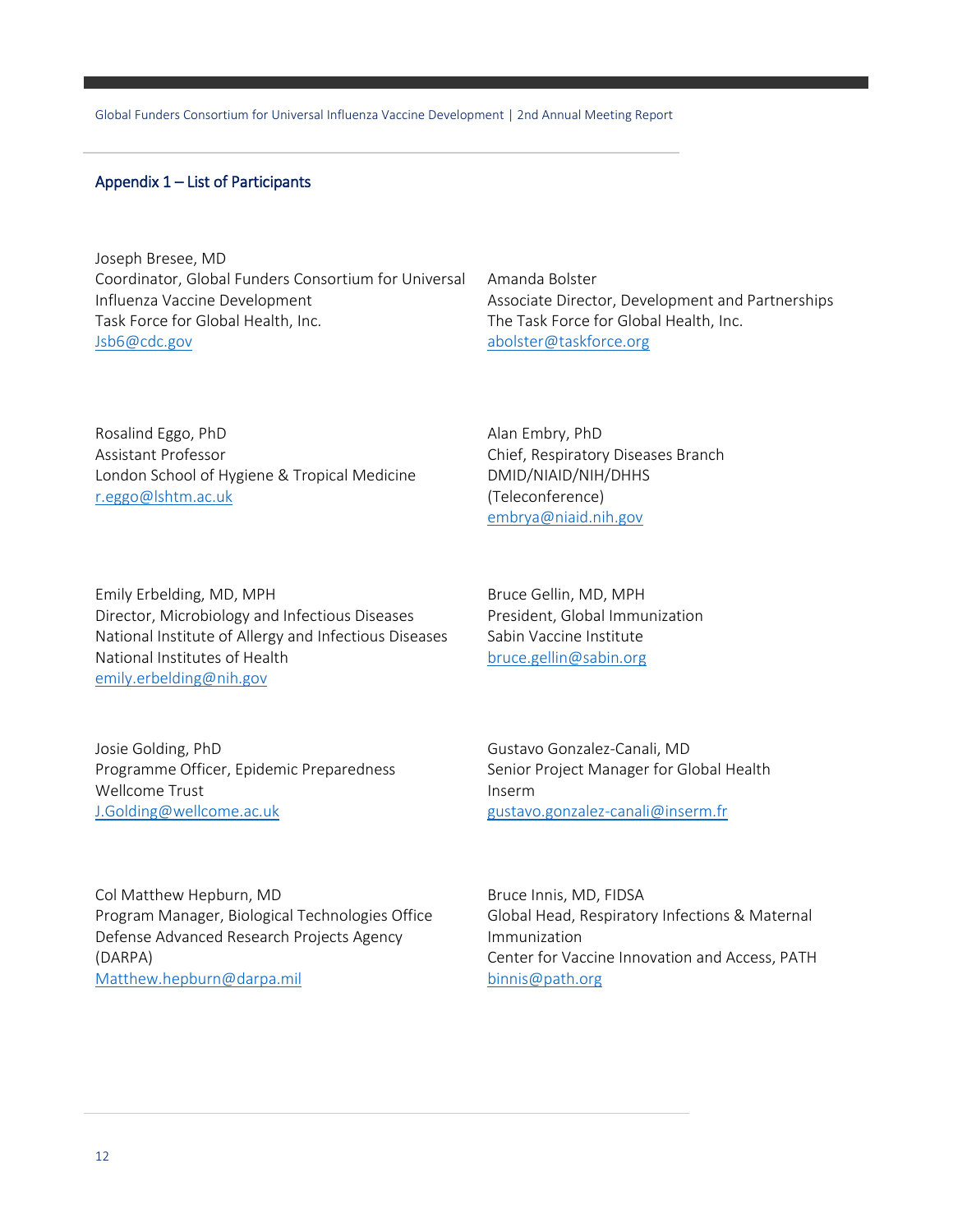## Appendix 1 – List of Participants

Joseph Bresee, MD
Coordinator, Global Funders Consortium for Universal Influenza Vaccine Development
Task Force for Global Health, Inc.
Jsb6@cdc.gov

Amanda Bolster
Associate Director, Development and Partnerships
The Task Force for Global Health, Inc.
abolster@taskforce.org

Rosalind Eggo, PhD
Assistant Professor
London School of Hygiene & Tropical Medicine
r.eggo@lshtm.ac.uk

Alan Embry, PhD
Chief, Respiratory Diseases Branch
DMID/NIAID/NIH/DHHS
(Teleconference)
embrya@niaid.nih.gov

Emily Erbelding, MD, MPH
Director, Microbiology and Infectious Diseases
National Institute of Allergy and Infectious Diseases
National Institutes of Health
emily.erbelding@nih.gov

Bruce Gellin, MD, MPH
President, Global Immunization
Sabin Vaccine Institute
bruce.gellin@sabin.org

Josie Golding, PhD
Programme Officer, Epidemic Preparedness
Wellcome Trust
J.Golding@wellcome.ac.uk

Gustavo Gonzalez-Canali, MD
Senior Project Manager for Global Health
Inserm
gustavo.gonzalez-canali@inserm.fr

Col Matthew Hepburn, MD
Program Manager, Biological Technologies Office
Defense Advanced Research Projects Agency (DARPA)
Matthew.hepburn@darpa.mil

Bruce Innis, MD, FIDSA
Global Head, Respiratory Infections & Maternal Immunization
Center for Vaccine Innovation and Access, PATH
binnis@path.org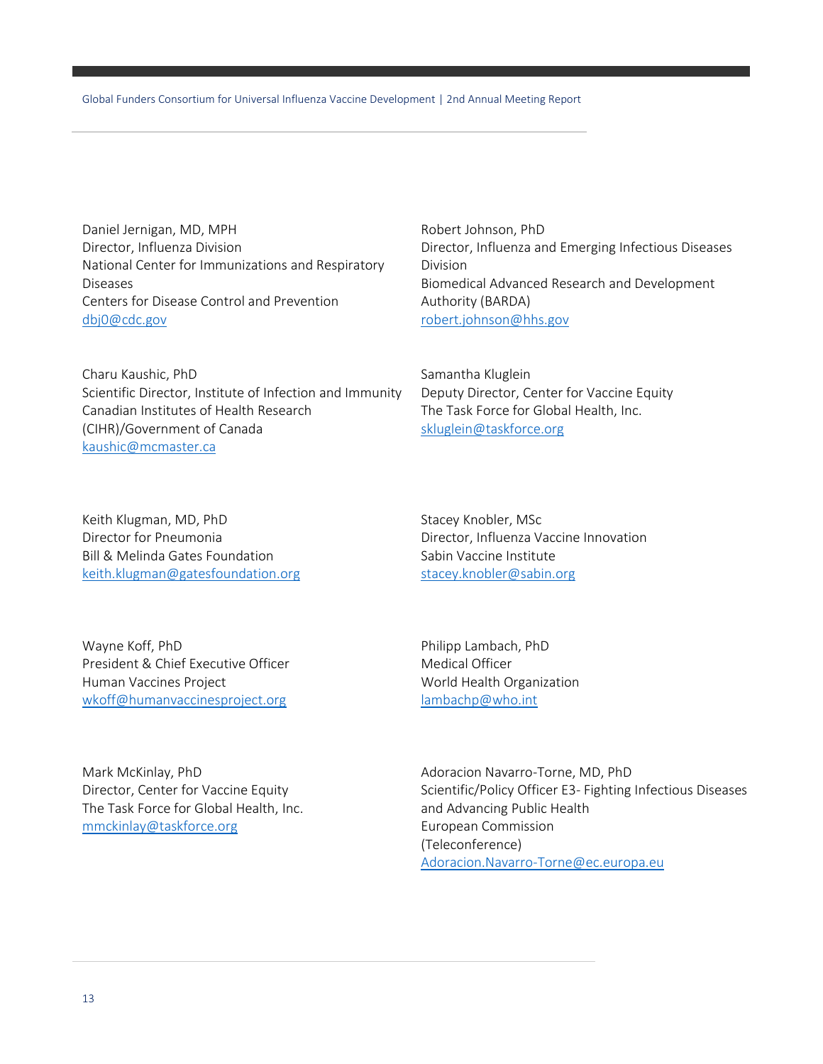Daniel Jernigan, MD, MPH
Director, Influenza Division
National Center for Immunizations and Respiratory Diseases
Centers for Disease Control and Prevention
dbj0@cdc.gov

Robert Johnson, PhD
Director, Influenza and Emerging Infectious Diseases Division
Biomedical Advanced Research and Development Authority (BARDA)
robert.johnson@hhs.gov

Charu Kaushic, PhD
Scientific Director, Institute of Infection and Immunity
Canadian Institutes of Health Research (CIHR)/Government of Canada
kaushic@mcmaster.ca

Samantha Kluglein
Deputy Director, Center for Vaccine Equity
The Task Force for Global Health, Inc.
skluglein@taskforce.org

Keith Klugman, MD, PhD
Director for Pneumonia
Bill & Melinda Gates Foundation
keith.klugman@gatesfoundation.org

Stacey Knobler, MSc
Director, Influenza Vaccine Innovation
Sabin Vaccine Institute
stacey.knobler@sabin.org

Wayne Koff, PhD
President & Chief Executive Officer
Human Vaccines Project
wkoff@humanvaccinesproject.org

Philipp Lambach, PhD
Medical Officer
World Health Organization
lambachp@who.int

Mark McKinlay, PhD
Director, Center for Vaccine Equity
The Task Force for Global Health, Inc.
mmckinlay@taskforce.org

Adoracion Navarro-Torne, MD, PhD
Scientific/Policy Officer E3- Fighting Infectious Diseases and Advancing Public Health
European Commission
(Teleconference)
Adoracion.Navarro-Torne@ec.europa.eu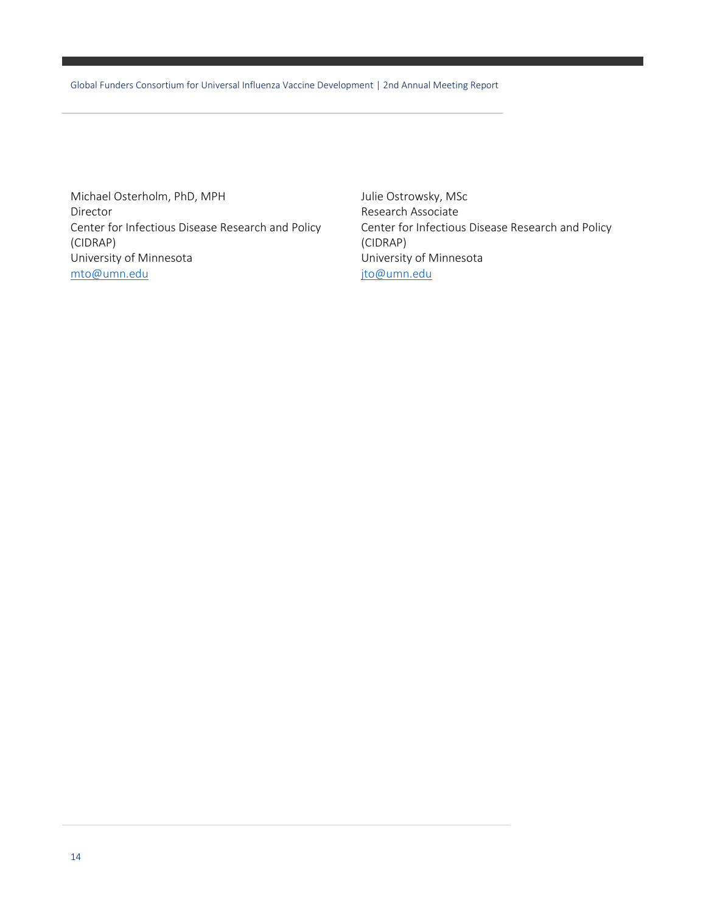Michael Osterholm, PhD, MPH
Director
Center for Infectious Disease Research and Policy (CIDRAP)
University of Minnesota
mto@umn.edu

Julie Ostrowsky, MSc
Research Associate
Center for Infectious Disease Research and Policy (CIDRAP)
University of Minnesota
jto@umn.edu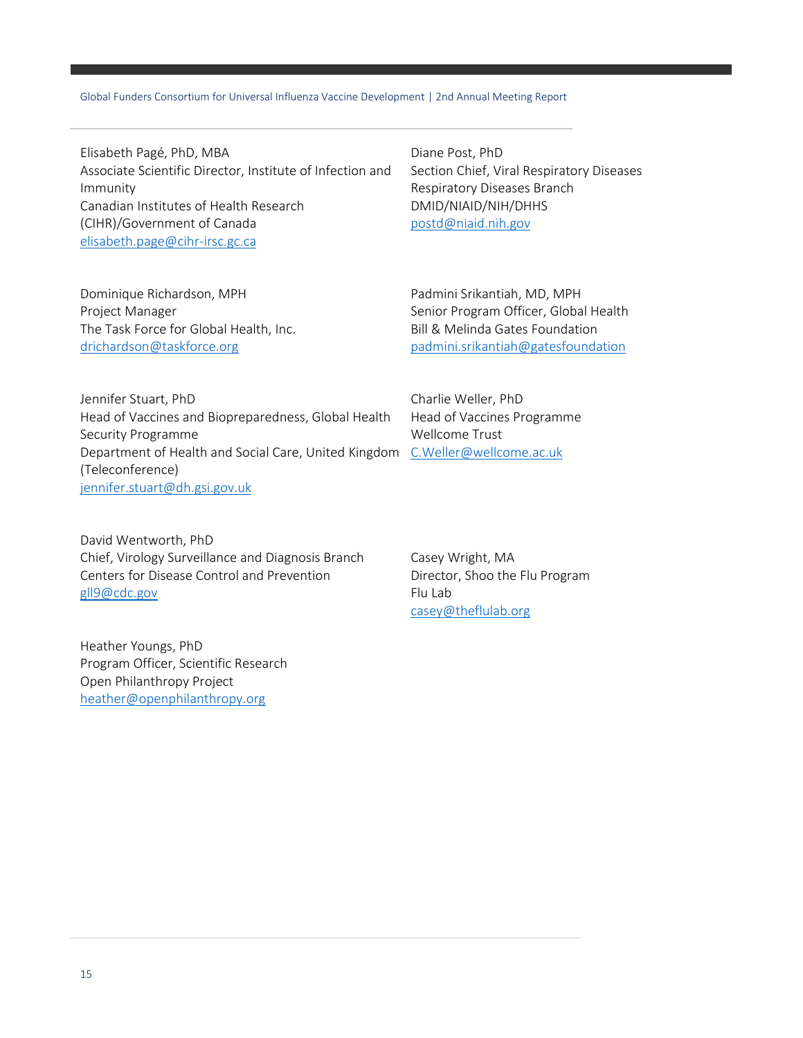Elisabeth Pagé, PhD, MBA
Associate Scientific Director, Institute of Infection and Immunity
Canadian Institutes of Health Research (CIHR)/Government of Canada
elisabeth.page@cihr-irsc.gc.ca

Diane Post, PhD
Section Chief, Viral Respiratory Diseases
Respiratory Diseases Branch
DMID/NIAID/NIH/DHHS
postd@niaid.nih.gov

Dominique Richardson, MPH
Project Manager
The Task Force for Global Health, Inc.
drichardson@taskforce.org

Padmini Srikantiah, MD, MPH
Senior Program Officer, Global Health
Bill & Melinda Gates Foundation
padmini.srikantiah@gatesfoundation

Jennifer Stuart, PhD
Head of Vaccines and Biopreparedness, Global Health Security Programme
Department of Health and Social Care, United Kingdom (Teleconference)
jennifer.stuart@dh.gsi.gov.uk

Charlie Weller, PhD
Head of Vaccines Programme
Wellcome Trust
C.Weller@wellcome.ac.uk

David Wentworth, PhD
Chief, Virology Surveillance and Diagnosis Branch
Centers for Disease Control and Prevention
gll9@cdc.gov

Casey Wright, MA
Director, Shoo the Flu Program
Flu Lab
casey@theflulab.org

Heather Youngs, PhD
Program Officer, Scientific Research
Open Philanthropy Project
heather@openphilanthropy.org